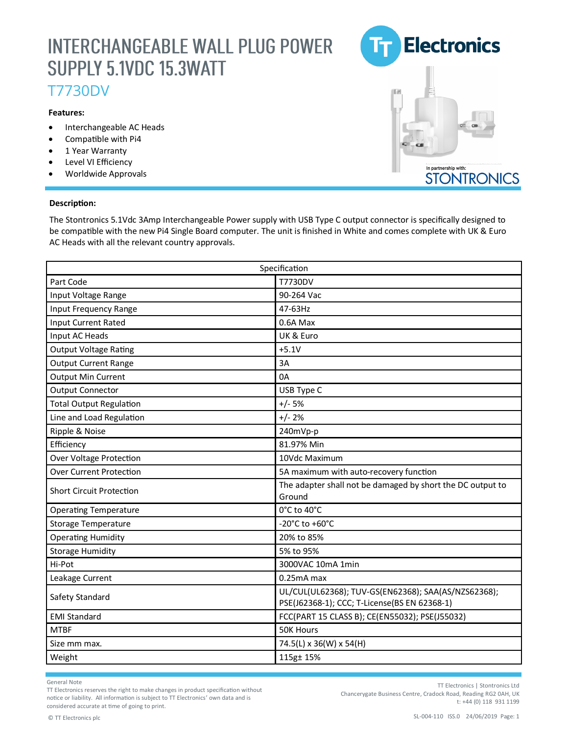# INTERCHANGEABLE WALL PLUG POWER SUPPLY 5.1VDC 15.3WATT

## T7730DV

**Features:**

- Interchangeable AC Heads
- Compatible with Pi4
- 1 Year Warranty
- Level VI Efficiency
- Worldwide Approvals

In partnership with: STONTRONICS

**Description:**

The Stontronics 5.1Vdc 3Amp Interchangeable Power supply with USB Type C output connector is specifically designed to be compatible with the new Pi4 Single Board computer. The unit is finished in White and comes complete with UK & Euro AC Heads with all the relevant country approvals.

| Specification | |
|---|---|
| Part Code | T7730DV |
| Input Voltage Range | 90-264 Vac |
| Input Frequency Range | 47-63Hz |
| Input Current Rated | 0.6A Max |
| Input AC Heads | UK & Euro |
| Output Voltage Rating | +5.1V |
| Output Current Range | 3A |
| Output Min Current | 0A |
| Output Connector | USB Type C |
| Total Output Regulation | +/- 5% |
| Line and Load Regulation | +/- 2% |
| Ripple & Noise | 240mVp-p |
| Efficiency | 81.97% Min |
| Over Voltage Protection | 10Vdc Maximum |
| Over Current Protection | 5A maximum with auto-recovery function |
| Short Circuit Protection | The adapter shall not be damaged by short the DC output to Ground |
| Operating Temperature | 0°C to 40°C |
| Storage Temperature | -20°C to +60°C |
| Operating Humidity | 20% to 85% |
| Storage Humidity | 5% to 95% |
| Hi-Pot | 3000VAC 10mA 1min |
| Leakage Current | 0.25mA max |
| Safety Standard | UL/CUL(UL62368); TUV-GS(EN62368); SAA(AS/NZS62368); PSE(J62368-1); CCC; T-License(BS EN 62368-1) |
| EMI Standard | FCC(PART 15 CLASS B); CE(EN55032); PSE(J55032) |
| MTBF | 50K Hours |
| Size mm max. | 74.5(L) x 36(W) x 54(H) |
| Weight | 115g± 15% |

General Note
TT Electronics reserves the right to make changes in product specification without notice or liability. All information is subject to TT Electronics' own data and is considered accurate at time of going to print.

© TT Electronics plc

TT Electronics | Stontronics Ltd
Chancerygate Business Centre, Cradock Road, Reading RG2 0AH, UK
t: +44 (0) 118 931 1199

SL-004-110 ISS.0 24/06/2019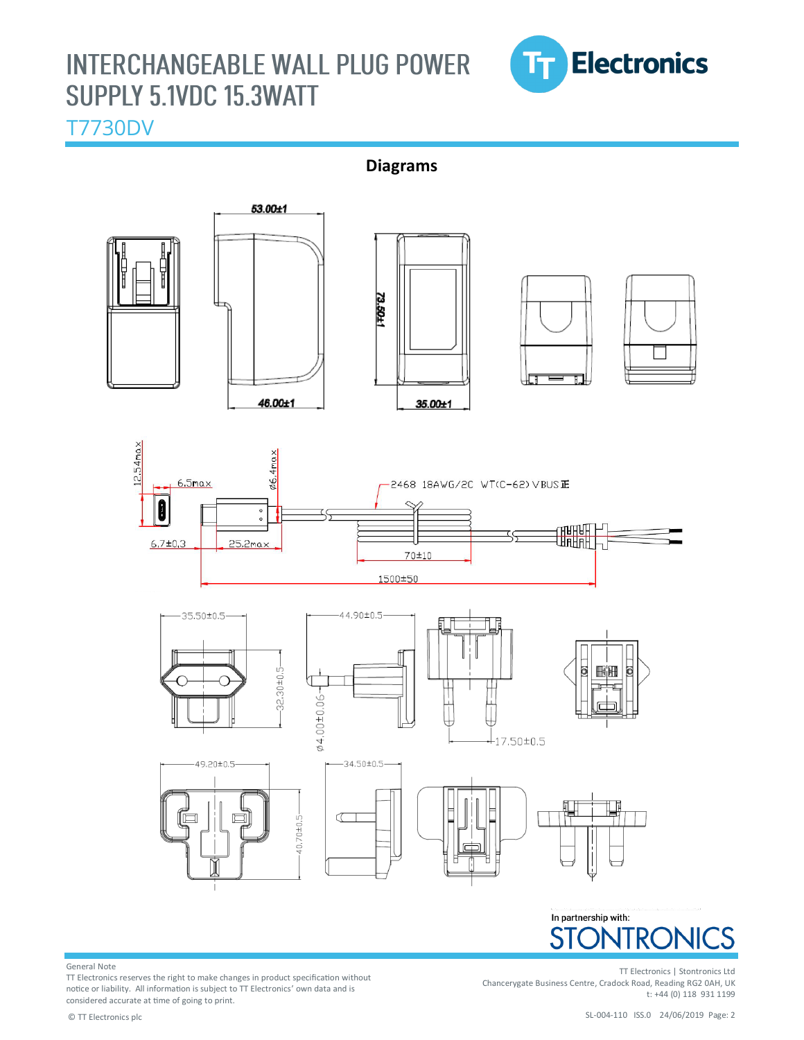# INTERCHANGEABLE WALL PLUG POWER SUPPLY 5.1VDC 15.3WATT

## T7730DV

### Diagrams

53.00±1

46.00±1

73.50±1

35.00±1

12.54max

6.5max

ø6.4max

2468 18AWG/2C WT(C-62) VBUS

6.7±0.3

25.2max

70±10

1500±50

35.50±0.5

32.30±0.5

44.90±0.5

ø4.00±0.06

17.50±0.5

49.20±0.5

40.70±0.5

34.50±0.5

In partnership with:
STONTRONICS

General Note
TT Electronics reserves the right to make changes in product specification without notice or liability. All information is subject to TT Electronics' own data and is considered accurate at time of going to print.

TT Electronics | Stontronics Ltd
Chancerygate Business Centre, Cradock Road, Reading RG2 0AH, UK
t: +44 (0) 118 931 1199

© TT Electronics plc

SL-004-110 ISS.0 24/06/2019